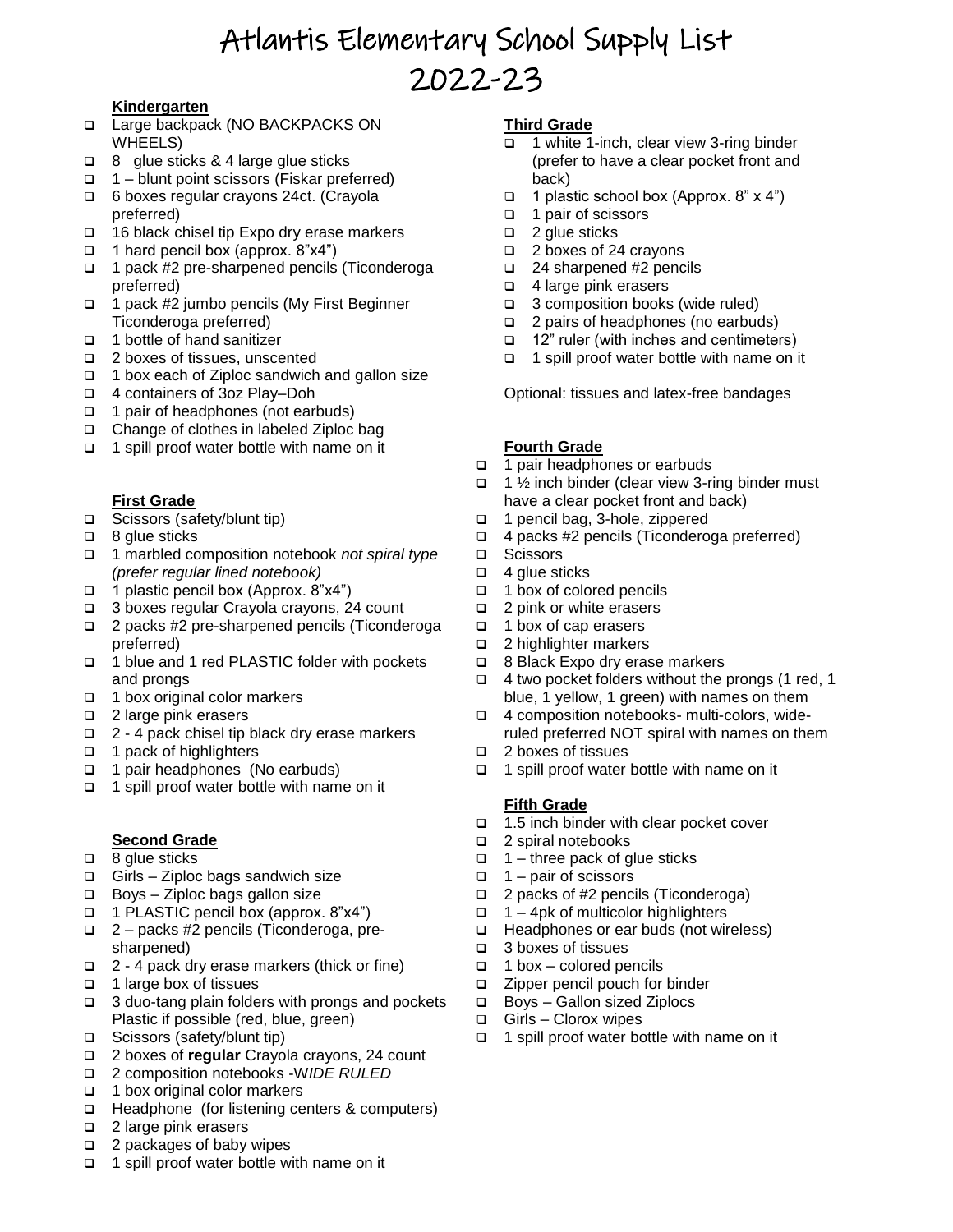# Atlantis Elementary School Supply List 2022-23

## Kindergarten

- Large backpack (NO BACKPACKS ON WHEELS)
- 8 glue sticks & 4 large glue sticks
- 1 – blunt point scissors (Fiskar preferred)
- 6 boxes regular crayons 24ct. (Crayola preferred)
- 16 black chisel tip Expo dry erase markers
- 1 hard pencil box (approx. 8"x4")
- 1 pack #2 pre-sharpened pencils (Ticonderoga preferred)
- 1 pack #2 jumbo pencils (My First Beginner Ticonderoga preferred)
- 1 bottle of hand sanitizer
- 2 boxes of tissues, unscented
- 1 box each of Ziploc sandwich and gallon size
- 4 containers of 3oz Play–Doh
- 1 pair of headphones (not earbuds)
- Change of clothes in labeled Ziploc bag
- 1 spill proof water bottle with name on it

## First Grade

- Scissors (safety/blunt tip)
- 8 glue sticks
- 1 marbled composition notebook *not spiral type (prefer regular lined notebook)*
- 1 plastic pencil box (Approx. 8"x4")
- 3 boxes regular Crayola crayons, 24 count
- 2 packs #2 pre-sharpened pencils (Ticonderoga preferred)
- 1 blue and 1 red PLASTIC folder with pockets and prongs
- 1 box original color markers
- 2 large pink erasers
- 2 - 4 pack chisel tip black dry erase markers
- 1 pack of highlighters
- 1 pair headphones (No earbuds)
- 1 spill proof water bottle with name on it

## Second Grade

- 8 glue sticks
- Girls – Ziploc bags sandwich size
- Boys – Ziploc bags gallon size
- 1 PLASTIC pencil box (approx. 8"x4")
- 2 – packs #2 pencils (Ticonderoga, pre-sharpened)
- 2 - 4 pack dry erase markers (thick or fine)
- 1 large box of tissues
- 3 duo-tang plain folders with prongs and pockets Plastic if possible (red, blue, green)
- Scissors (safety/blunt tip)
- 2 boxes of **regular** Crayola crayons, 24 count
- 2 composition notebooks -*WIDE RULED*
- 1 box original color markers
- Headphone (for listening centers & computers)
- 2 large pink erasers
- 2 packages of baby wipes
- 1 spill proof water bottle with name on it

## Third Grade

- 1 white 1-inch, clear view 3-ring binder (prefer to have a clear pocket front and back)
- 1 plastic school box (Approx. 8" x 4")
- 1 pair of scissors
- 2 glue sticks
- 2 boxes of 24 crayons
- 24 sharpened #2 pencils
- 4 large pink erasers
- 3 composition books (wide ruled)
- 2 pairs of headphones (no earbuds)
- 12" ruler (with inches and centimeters)
- 1 spill proof water bottle with name on it

Optional: tissues and latex-free bandages

## Fourth Grade

- 1 pair headphones or earbuds
- 1 ½ inch binder (clear view 3-ring binder must have a clear pocket front and back)
- 1 pencil bag, 3-hole, zippered
- 4 packs #2 pencils (Ticonderoga preferred)
- Scissors
- 4 glue sticks
- 1 box of colored pencils
- 2 pink or white erasers
- 1 box of cap erasers
- 2 highlighter markers
- 8 Black Expo dry erase markers
- 4 two pocket folders without the prongs (1 red, 1 blue, 1 yellow, 1 green) with names on them
- 4 composition notebooks- multi-colors, wide-ruled preferred NOT spiral with names on them
- 2 boxes of tissues
- 1 spill proof water bottle with name on it

## Fifth Grade

- 1.5 inch binder with clear pocket cover
- 2 spiral notebooks
- 1 – three pack of glue sticks
- 1 – pair of scissors
- 2 packs of #2 pencils (Ticonderoga)
- 1 – 4pk of multicolor highlighters
- Headphones or ear buds (not wireless)
- 3 boxes of tissues
- 1 box – colored pencils
- Zipper pencil pouch for binder
- Boys – Gallon sized Ziplocs
- Girls – Clorox wipes
- 1 spill proof water bottle with name on it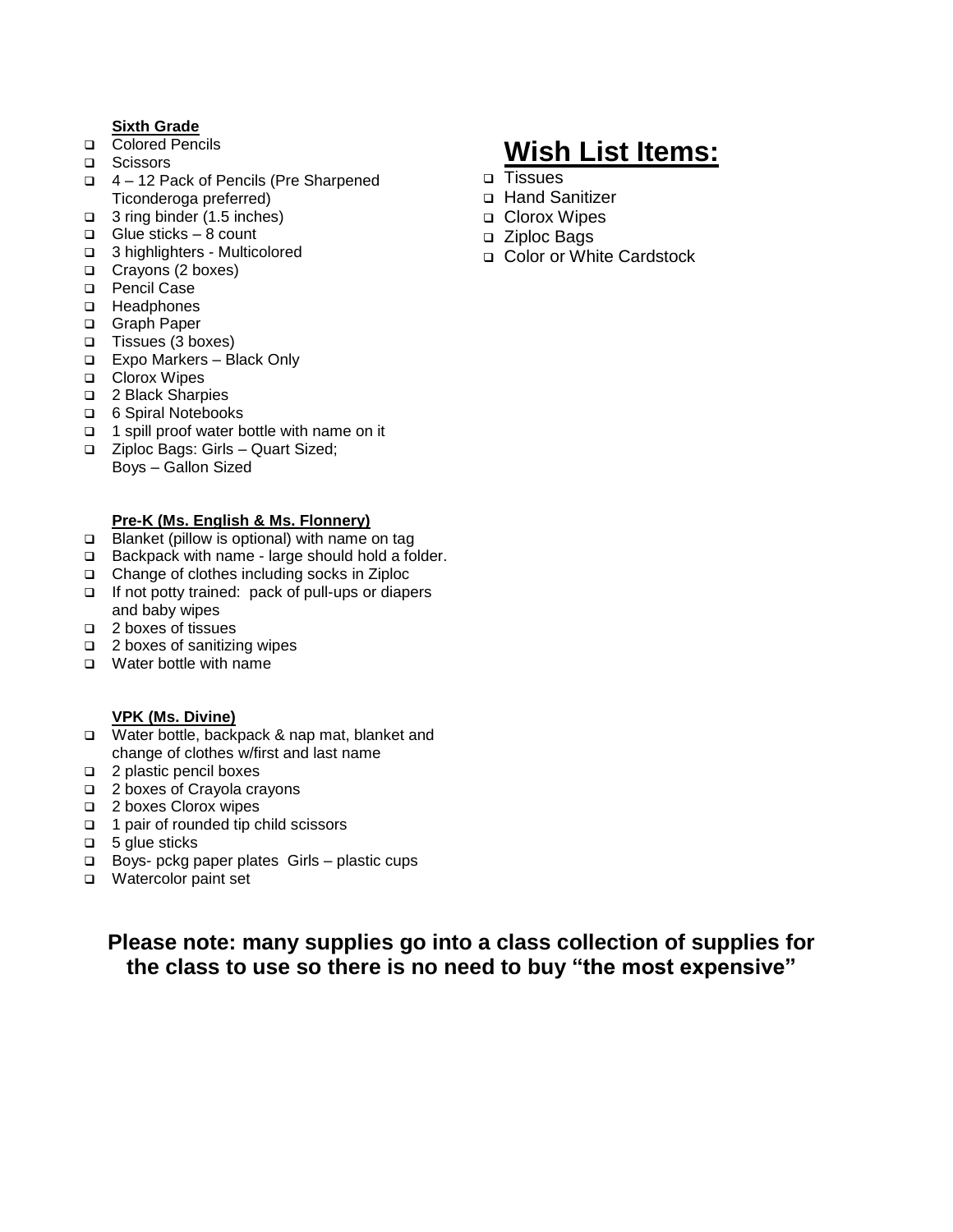**Sixth Grade**

- Colored Pencils
- Scissors
- 4 – 12 Pack of Pencils (Pre Sharpened Ticonderoga preferred)
- 3 ring binder (1.5 inches)
- Glue sticks – 8 count
- 3 highlighters - Multicolored
- Crayons (2 boxes)
- Pencil Case
- Headphones
- Graph Paper
- Tissues (3 boxes)
- Expo Markers – Black Only
- Clorox Wipes
- 2 Black Sharpies
- 6 Spiral Notebooks
- 1 spill proof water bottle with name on it
- Ziploc Bags: Girls – Quart Sized; Boys – Gallon Sized

**Pre-K (Ms. English & Ms. Flonnery)**

- Blanket (pillow is optional) with name on tag
- Backpack with name - large should hold a folder.
- Change of clothes including socks in Ziploc
- If not potty trained: pack of pull-ups or diapers and baby wipes
- 2 boxes of tissues
- 2 boxes of sanitizing wipes
- Water bottle with name

**VPK (Ms. Divine)**

- Water bottle, backpack & nap mat, blanket and change of clothes w/first and last name
- 2 plastic pencil boxes
- 2 boxes of Crayola crayons
- 2 boxes Clorox wipes
- 1 pair of rounded tip child scissors
- 5 glue sticks
- Boys- pckg paper plates Girls – plastic cups
- Watercolor paint set

# Wish List Items:

- Tissues
- Hand Sanitizer
- Clorox Wipes
- Ziploc Bags
- Color or White Cardstock

**Please note: many supplies go into a class collection of supplies for the class to use so there is no need to buy "the most expensive"**